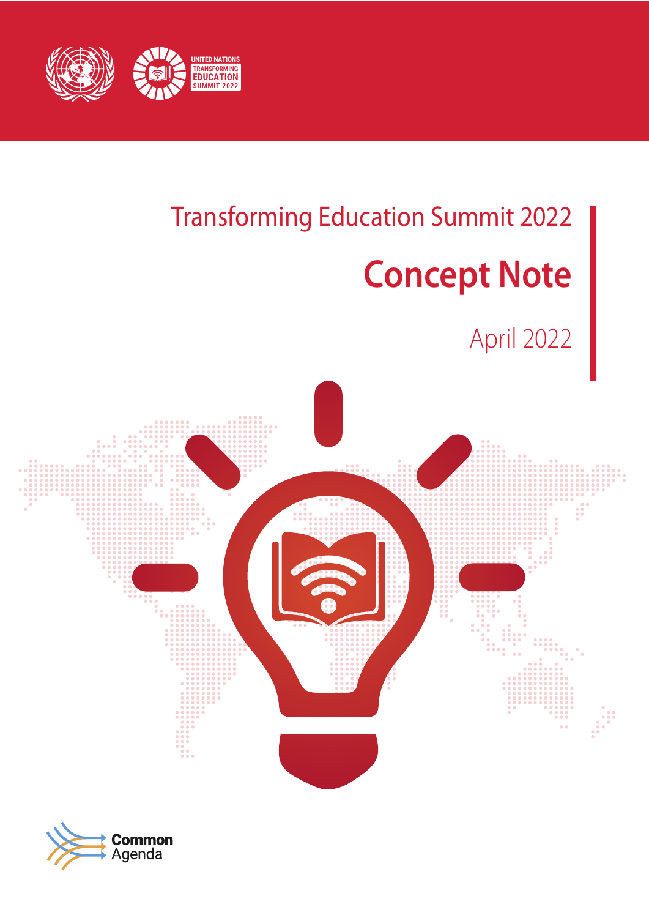UNITED NATIONS TRANSFORMING EDUCATION SUMMIT 2022

Transforming Education Summit 2022

# Concept Note

April 2022

Common Agenda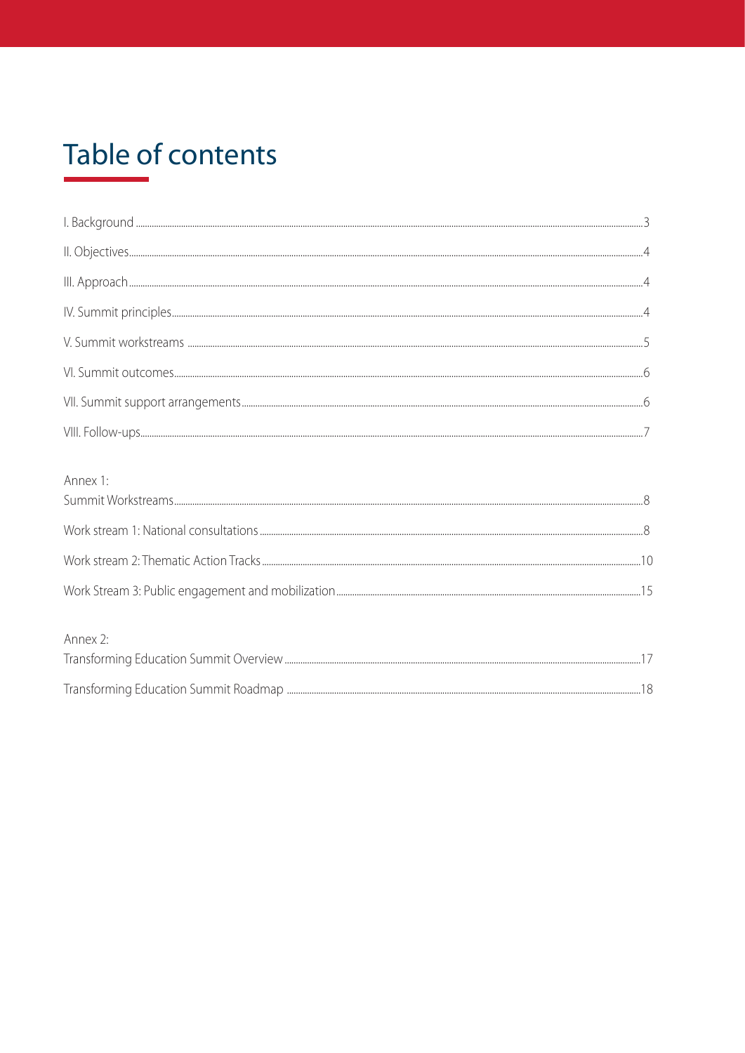# Table of contents

I. Background ....................................................................................................................................... 3

II. Objectives........................................................................................................................................ 4

III. Approach......................................................................................................................................... 4

IV. Summit principles........................................................................................................................... 4

V. Summit workstreams ....................................................................................................................... 5

VI. Summit outcomes............................................................................................................................ 6

VII. Summit support arrangements........................................................................................................ 6

VIII. Follow-ups..................................................................................................................................... 7

Annex 1:

Summit Workstreams............................................................................................................................ 8

Work stream 1: National consultations .................................................................................................. 8

Work stream 2: Thematic Action Tracks ................................................................................................ 10

Work Stream 3: Public engagement and mobilization.............................................................................. 15

Annex 2:

Transforming Education Summit Overview ............................................................................................ 17

Transforming Education Summit Roadmap ............................................................................................ 18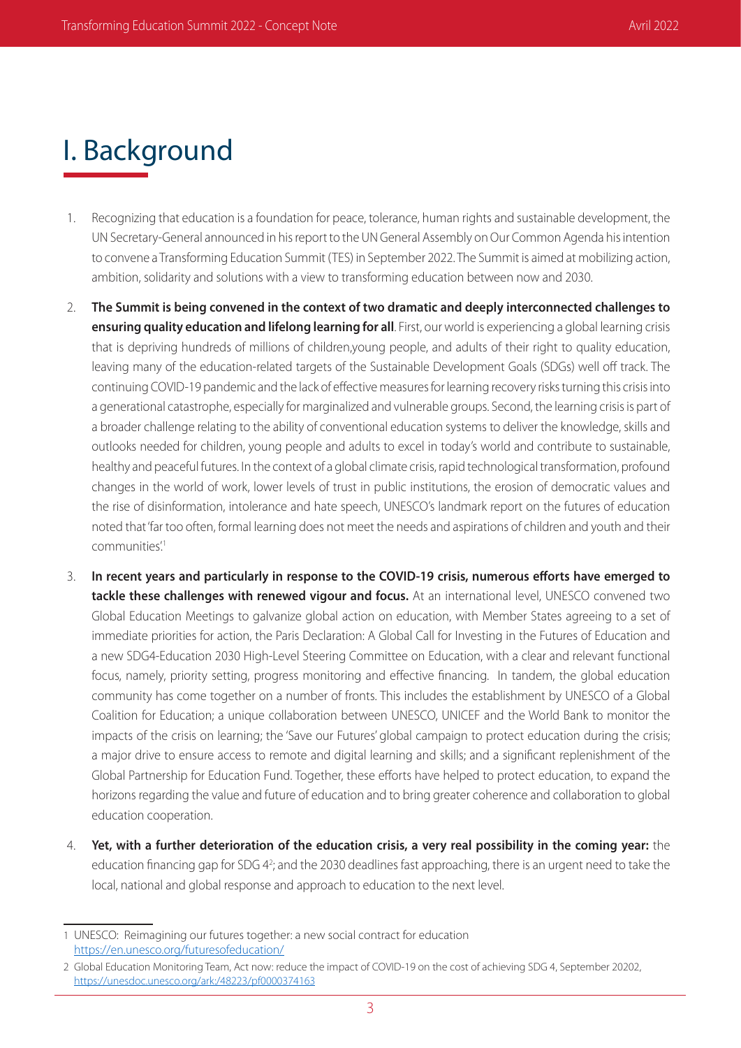# I. Background

1. Recognizing that education is a foundation for peace, tolerance, human rights and sustainable development, the UN Secretary-General announced in his report to the UN General Assembly on Our Common Agenda his intention to convene a Transforming Education Summit (TES) in September 2022. The Summit is aimed at mobilizing action, ambition, solidarity and solutions with a view to transforming education between now and 2030.

2. **The Summit is being convened in the context of two dramatic and deeply interconnected challenges to ensuring quality education and lifelong learning for all**. First, our world is experiencing a global learning crisis that is depriving hundreds of millions of children,young people, and adults of their right to quality education, leaving many of the education-related targets of the Sustainable Development Goals (SDGs) well off track. The continuing COVID-19 pandemic and the lack of effective measures for learning recovery risks turning this crisis into a generational catastrophe, especially for marginalized and vulnerable groups. Second, the learning crisis is part of a broader challenge relating to the ability of conventional education systems to deliver the knowledge, skills and outlooks needed for children, young people and adults to excel in today's world and contribute to sustainable, healthy and peaceful futures. In the context of a global climate crisis, rapid technological transformation, profound changes in the world of work, lower levels of trust in public institutions, the erosion of democratic values and the rise of disinformation, intolerance and hate speech, UNESCO's landmark report on the futures of education noted that 'far too often, formal learning does not meet the needs and aspirations of children and youth and their communities.'[1]

3. **In recent years and particularly in response to the COVID-19 crisis, numerous efforts have emerged to tackle these challenges with renewed vigour and focus.** At an international level, UNESCO convened two Global Education Meetings to galvanize global action on education, with Member States agreeing to a set of immediate priorities for action, the Paris Declaration: A Global Call for Investing in the Futures of Education and a new SDG4-Education 2030 High-Level Steering Committee on Education, with a clear and relevant functional focus, namely, priority setting, progress monitoring and effective financing. In tandem, the global education community has come together on a number of fronts. This includes the establishment by UNESCO of a Global Coalition for Education; a unique collaboration between UNESCO, UNICEF and the World Bank to monitor the impacts of the crisis on learning; the 'Save our Futures' global campaign to protect education during the crisis; a major drive to ensure access to remote and digital learning and skills; and a significant replenishment of the Global Partnership for Education Fund. Together, these efforts have helped to protect education, to expand the horizons regarding the value and future of education and to bring greater coherence and collaboration to global education cooperation.

4. **Yet, with a further deterioration of the education crisis, a very real possibility in the coming year:** the education financing gap for SDG 4[2]; and the 2030 deadlines fast approaching, there is an urgent need to take the local, national and global response and approach to education to the next level.

---

1 UNESCO: Reimagining our futures together: a new social contract for education https://en.unesco.org/futuresofeducation/

2 Global Education Monitoring Team, Act now: reduce the impact of COVID-19 on the cost of achieving SDG 4, September 20202, https://unesdoc.unesco.org/ark:/48223/pf0000374163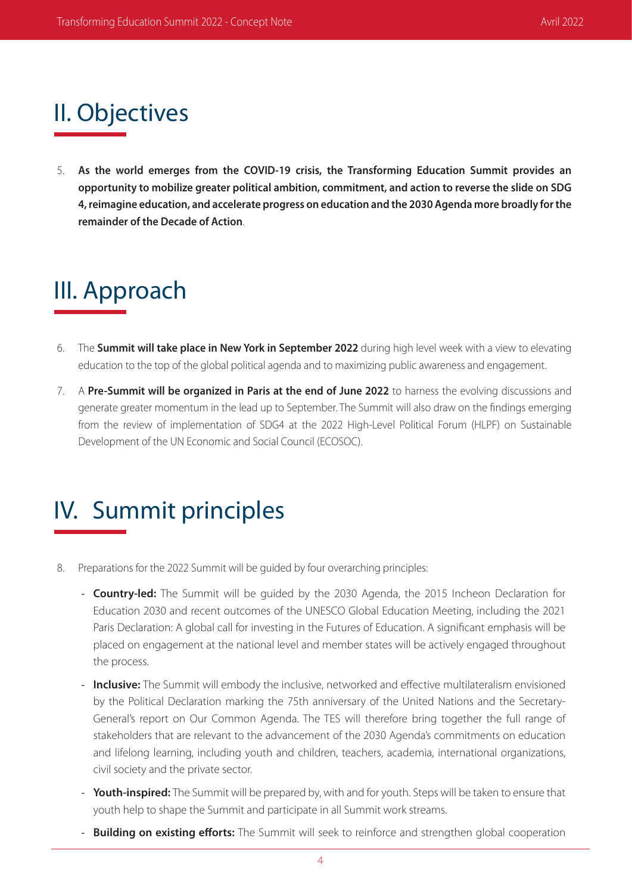## II. Objectives

5. **As the world emerges from the COVID-19 crisis, the Transforming Education Summit provides an opportunity to mobilize greater political ambition, commitment, and action to reverse the slide on SDG 4, reimagine education, and accelerate progress on education and the 2030 Agenda more broadly for the remainder of the Decade of Action**.

## III. Approach

6. The **Summit will take place in New York in September 2022** during high level week with a view to elevating education to the top of the global political agenda and to maximizing public awareness and engagement.

7. A **Pre-Summit will be organized in Paris at the end of June 2022** to harness the evolving discussions and generate greater momentum in the lead up to September. The Summit will also draw on the findings emerging from the review of implementation of SDG4 at the 2022 High-Level Political Forum (HLPF) on Sustainable Development of the UN Economic and Social Council (ECOSOC).

## IV. Summit principles

8. Preparations for the 2022 Summit will be guided by four overarching principles:

   - **Country-led:** The Summit will be guided by the 2030 Agenda, the 2015 Incheon Declaration for Education 2030 and recent outcomes of the UNESCO Global Education Meeting, including the 2021 Paris Declaration: A global call for investing in the Futures of Education. A significant emphasis will be placed on engagement at the national level and member states will be actively engaged throughout the process.
   - **Inclusive:** The Summit will embody the inclusive, networked and effective multilateralism envisioned by the Political Declaration marking the 75th anniversary of the United Nations and the Secretary-General's report on Our Common Agenda. The TES will therefore bring together the full range of stakeholders that are relevant to the advancement of the 2030 Agenda's commitments on education and lifelong learning, including youth and children, teachers, academia, international organizations, civil society and the private sector.
   - **Youth-inspired:** The Summit will be prepared by, with and for youth. Steps will be taken to ensure that youth help to shape the Summit and participate in all Summit work streams.
   - **Building on existing efforts:** The Summit will seek to reinforce and strengthen global cooperation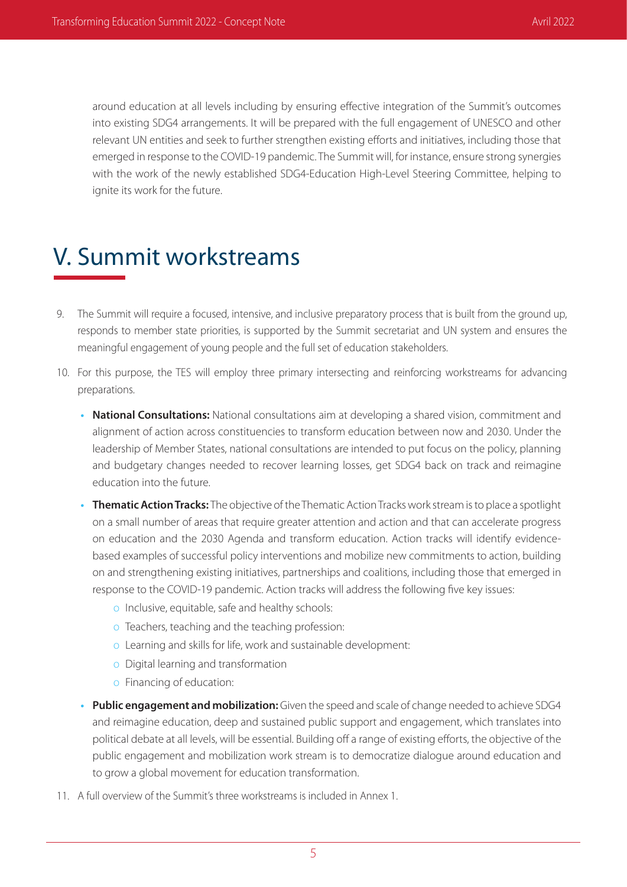around education at all levels including by ensuring effective integration of the Summit's outcomes into existing SDG4 arrangements. It will be prepared with the full engagement of UNESCO and other relevant UN entities and seek to further strengthen existing efforts and initiatives, including those that emerged in response to the COVID-19 pandemic. The Summit will, for instance, ensure strong synergies with the work of the newly established SDG4-Education High-Level Steering Committee, helping to ignite its work for the future.

# V. Summit workstreams

9. The Summit will require a focused, intensive, and inclusive preparatory process that is built from the ground up, responds to member state priorities, is supported by the Summit secretariat and UN system and ensures the meaningful engagement of young people and the full set of education stakeholders.

10. For this purpose, the TES will employ three primary intersecting and reinforcing workstreams for advancing preparations.

    - **National Consultations:** National consultations aim at developing a shared vision, commitment and alignment of action across constituencies to transform education between now and 2030. Under the leadership of Member States, national consultations are intended to put focus on the policy, planning and budgetary changes needed to recover learning losses, get SDG4 back on track and reimagine education into the future.
    - **Thematic Action Tracks:** The objective of the Thematic Action Tracks work stream is to place a spotlight on a small number of areas that require greater attention and action and that can accelerate progress on education and the 2030 Agenda and transform education. Action tracks will identify evidence-based examples of successful policy interventions and mobilize new commitments to action, building on and strengthening existing initiatives, partnerships and coalitions, including those that emerged in response to the COVID-19 pandemic. Action tracks will address the following five key issues:
        - Inclusive, equitable, safe and healthy schools:
        - Teachers, teaching and the teaching profession:
        - Learning and skills for life, work and sustainable development:
        - Digital learning and transformation
        - Financing of education:
    - **Public engagement and mobilization:** Given the speed and scale of change needed to achieve SDG4 and reimagine education, deep and sustained public support and engagement, which translates into political debate at all levels, will be essential. Building off a range of existing efforts, the objective of the public engagement and mobilization work stream is to democratize dialogue around education and to grow a global movement for education transformation.

11. A full overview of the Summit's three workstreams is included in Annex 1.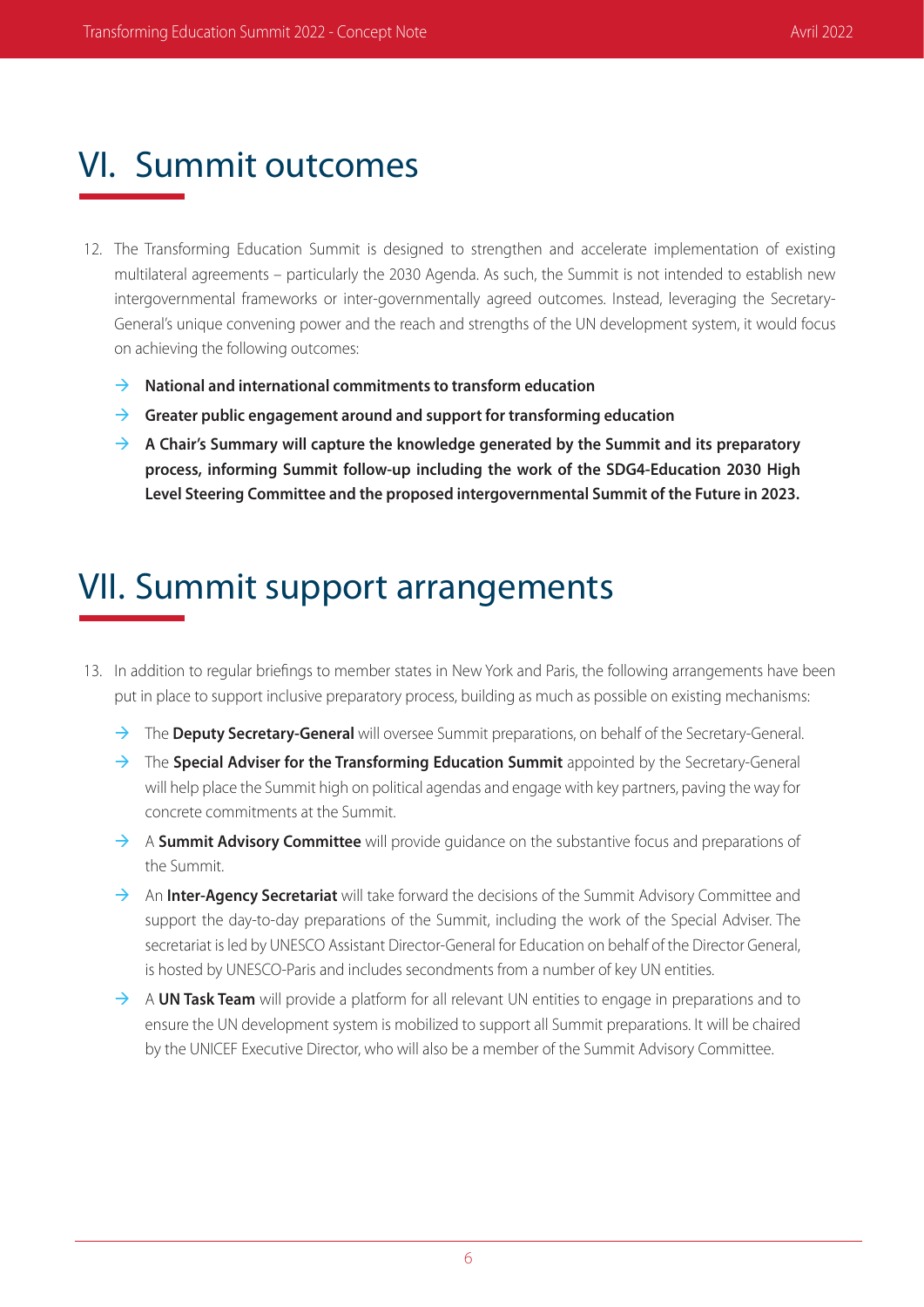# VI. Summit outcomes

12. The Transforming Education Summit is designed to strengthen and accelerate implementation of existing multilateral agreements – particularly the 2030 Agenda. As such, the Summit is not intended to establish new intergovernmental frameworks or inter-governmentally agreed outcomes. Instead, leveraging the Secretary-General's unique convening power and the reach and strengths of the UN development system, it would focus on achieving the following outcomes:

   - **National and international commitments to transform education**
   - **Greater public engagement around and support for transforming education**
   - **A Chair's Summary will capture the knowledge generated by the Summit and its preparatory process, informing Summit follow-up including the work of the SDG4-Education 2030 High Level Steering Committee and the proposed intergovernmental Summit of the Future in 2023.**

# VII. Summit support arrangements

13. In addition to regular briefings to member states in New York and Paris, the following arrangements have been put in place to support inclusive preparatory process, building as much as possible on existing mechanisms:

   - The **Deputy Secretary-General** will oversee Summit preparations, on behalf of the Secretary-General.
   - The **Special Adviser for the Transforming Education Summit** appointed by the Secretary-General will help place the Summit high on political agendas and engage with key partners, paving the way for concrete commitments at the Summit.
   - A **Summit Advisory Committee** will provide guidance on the substantive focus and preparations of the Summit.
   - An **Inter-Agency Secretariat** will take forward the decisions of the Summit Advisory Committee and support the day-to-day preparations of the Summit, including the work of the Special Adviser. The secretariat is led by UNESCO Assistant Director-General for Education on behalf of the Director General, is hosted by UNESCO-Paris and includes secondments from a number of key UN entities.
   - A **UN Task Team** will provide a platform for all relevant UN entities to engage in preparations and to ensure the UN development system is mobilized to support all Summit preparations. It will be chaired by the UNICEF Executive Director, who will also be a member of the Summit Advisory Committee.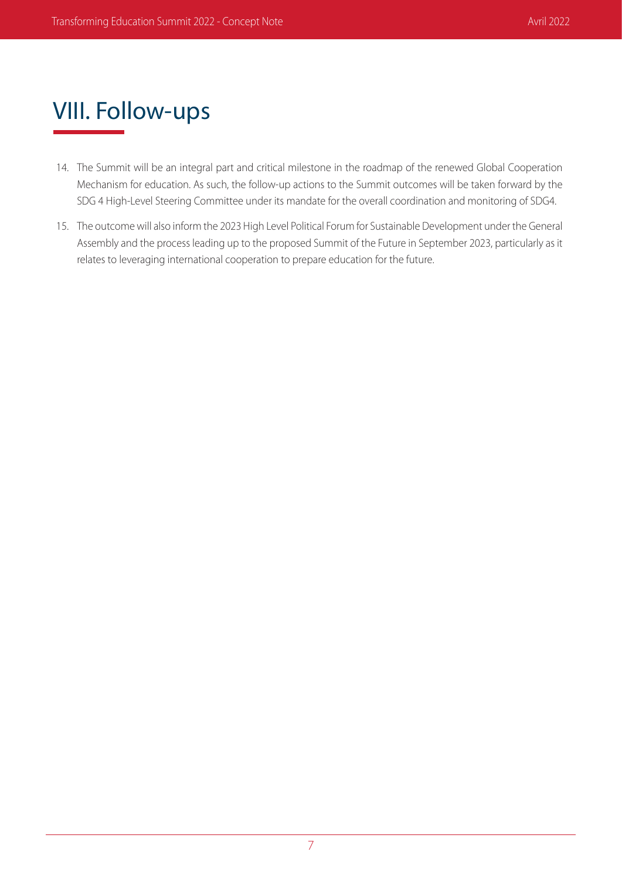# VIII. Follow-ups

14. The Summit will be an integral part and critical milestone in the roadmap of the renewed Global Cooperation Mechanism for education. As such, the follow-up actions to the Summit outcomes will be taken forward by the SDG 4 High-Level Steering Committee under its mandate for the overall coordination and monitoring of SDG4.

15. The outcome will also inform the 2023 High Level Political Forum for Sustainable Development under the General Assembly and the process leading up to the proposed Summit of the Future in September 2023, particularly as it relates to leveraging international cooperation to prepare education for the future.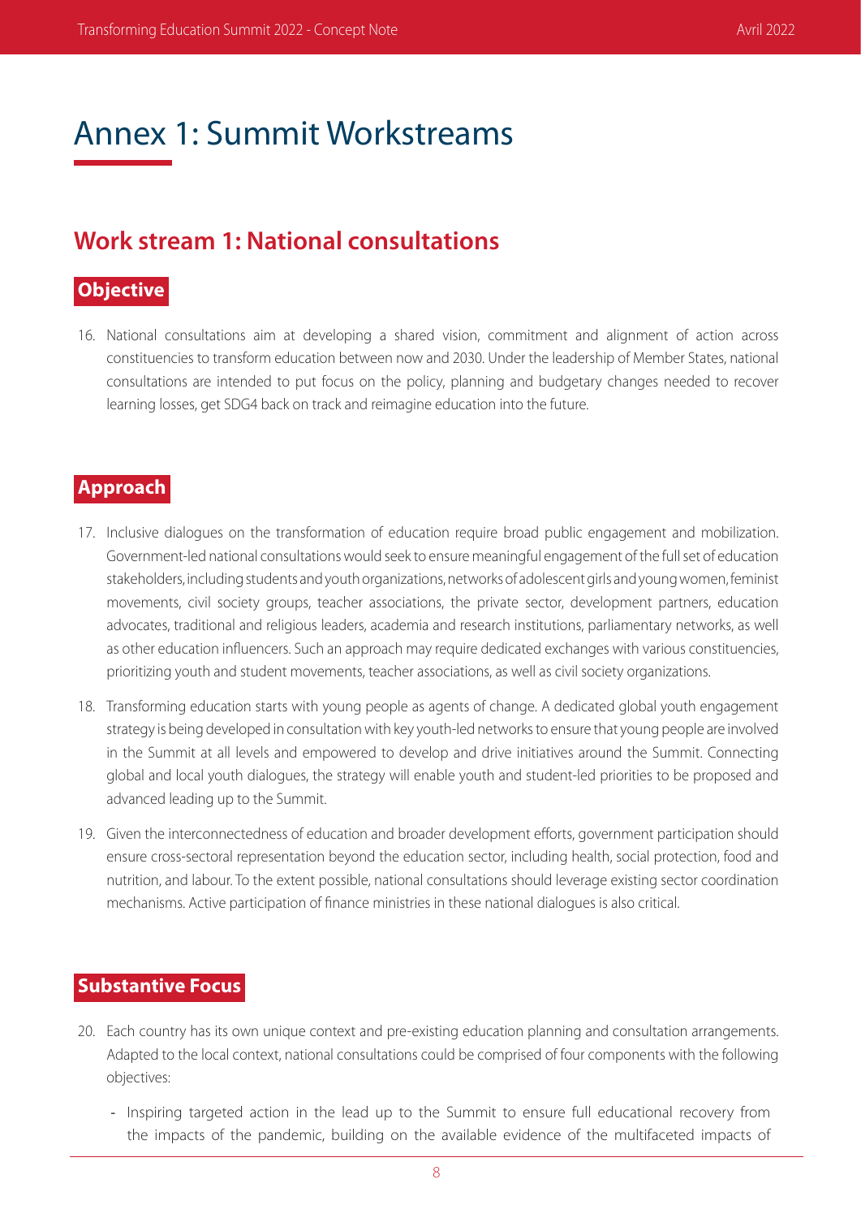# Annex 1: Summit Workstreams

## Work stream 1: National consultations

### Objective

16. National consultations aim at developing a shared vision, commitment and alignment of action across constituencies to transform education between now and 2030. Under the leadership of Member States, national consultations are intended to put focus on the policy, planning and budgetary changes needed to recover learning losses, get SDG4 back on track and reimagine education into the future.

### Approach

17. Inclusive dialogues on the transformation of education require broad public engagement and mobilization. Government-led national consultations would seek to ensure meaningful engagement of the full set of education stakeholders, including students and youth organizations, networks of adolescent girls and young women, feminist movements, civil society groups, teacher associations, the private sector, development partners, education advocates, traditional and religious leaders, academia and research institutions, parliamentary networks, as well as other education influencers. Such an approach may require dedicated exchanges with various constituencies, prioritizing youth and student movements, teacher associations, as well as civil society organizations.

18. Transforming education starts with young people as agents of change. A dedicated global youth engagement strategy is being developed in consultation with key youth-led networks to ensure that young people are involved in the Summit at all levels and empowered to develop and drive initiatives around the Summit. Connecting global and local youth dialogues, the strategy will enable youth and student-led priorities to be proposed and advanced leading up to the Summit.

19. Given the interconnectedness of education and broader development efforts, government participation should ensure cross-sectoral representation beyond the education sector, including health, social protection, food and nutrition, and labour. To the extent possible, national consultations should leverage existing sector coordination mechanisms. Active participation of finance ministries in these national dialogues is also critical.

### Substantive Focus

20. Each country has its own unique context and pre-existing education planning and consultation arrangements. Adapted to the local context, national consultations could be comprised of four components with the following objectives:

    - Inspiring targeted action in the lead up to the Summit to ensure full educational recovery from the impacts of the pandemic, building on the available evidence of the multifaceted impacts of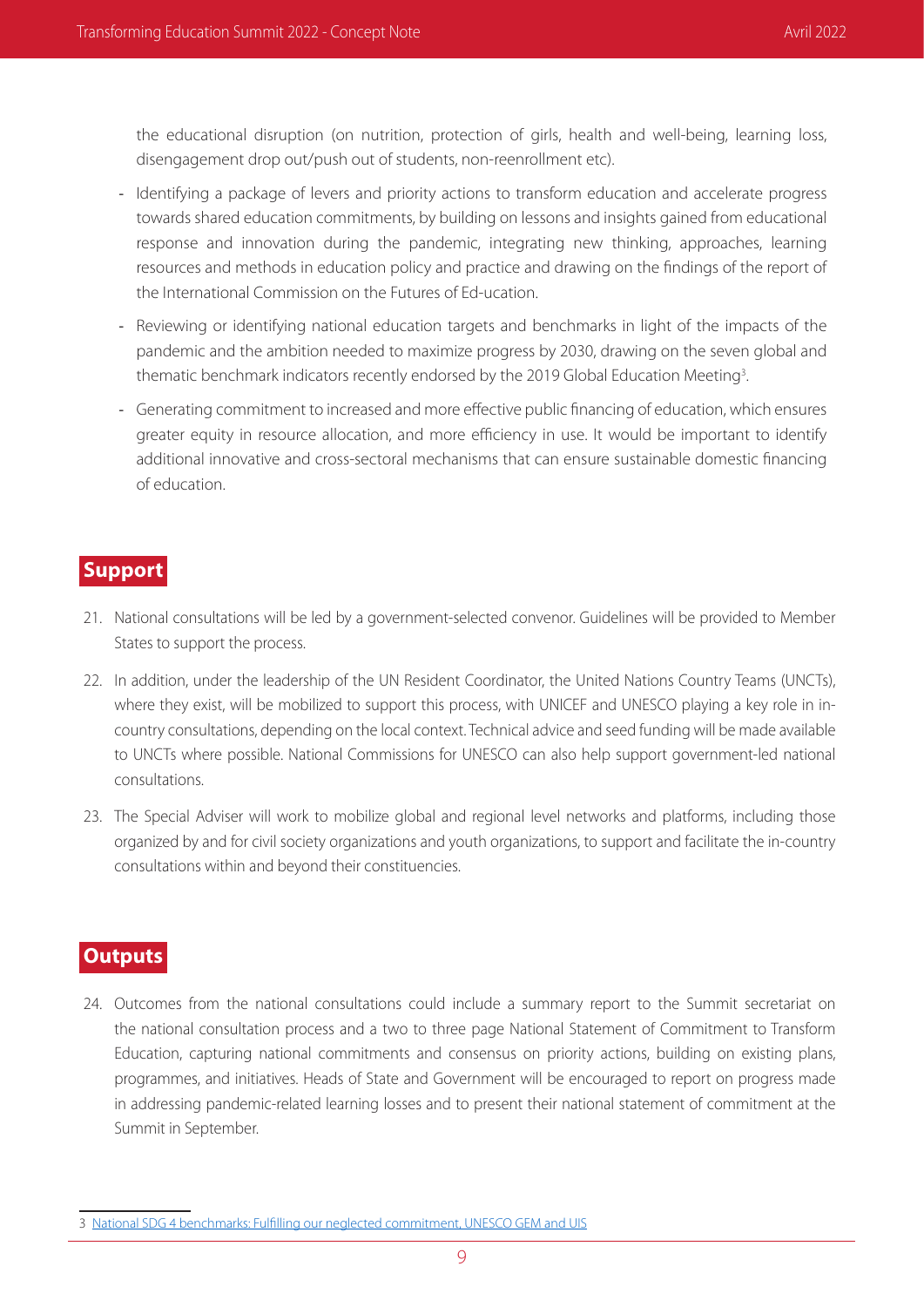the educational disruption (on nutrition, protection of girls, health and well-being, learning loss, disengagement drop out/push out of students, non-reenrollment etc).

- Identifying a package of levers and priority actions to transform education and accelerate progress towards shared education commitments, by building on lessons and insights gained from educational response and innovation during the pandemic, integrating new thinking, approaches, learning resources and methods in education policy and practice and drawing on the findings of the report of the International Commission on the Futures of Ed-ucation.
- Reviewing or identifying national education targets and benchmarks in light of the impacts of the pandemic and the ambition needed to maximize progress by 2030, drawing on the seven global and thematic benchmark indicators recently endorsed by the 2019 Global Education Meeting[3].
- Generating commitment to increased and more effective public financing of education, which ensures greater equity in resource allocation, and more efficiency in use. It would be important to identify additional innovative and cross-sectoral mechanisms that can ensure sustainable domestic financing of education.

## Support

21. National consultations will be led by a government-selected convenor. Guidelines will be provided to Member States to support the process.
22. In addition, under the leadership of the UN Resident Coordinator, the United Nations Country Teams (UNCTs), where they exist, will be mobilized to support this process, with UNICEF and UNESCO playing a key role in in-country consultations, depending on the local context. Technical advice and seed funding will be made available to UNCTs where possible. National Commissions for UNESCO can also help support government-led national consultations.
23. The Special Adviser will work to mobilize global and regional level networks and platforms, including those organized by and for civil society organizations and youth organizations, to support and facilitate the in-country consultations within and beyond their constituencies.

## Outputs

24. Outcomes from the national consultations could include a summary report to the Summit secretariat on the national consultation process and a two to three page National Statement of Commitment to Transform Education, capturing national commitments and consensus on priority actions, building on existing plans, programmes, and initiatives. Heads of State and Government will be encouraged to report on progress made in addressing pandemic-related learning losses and to present their national statement of commitment at the Summit in September.

---

3 National SDG 4 benchmarks: Fulfilling our neglected commitment, UNESCO GEM and UIS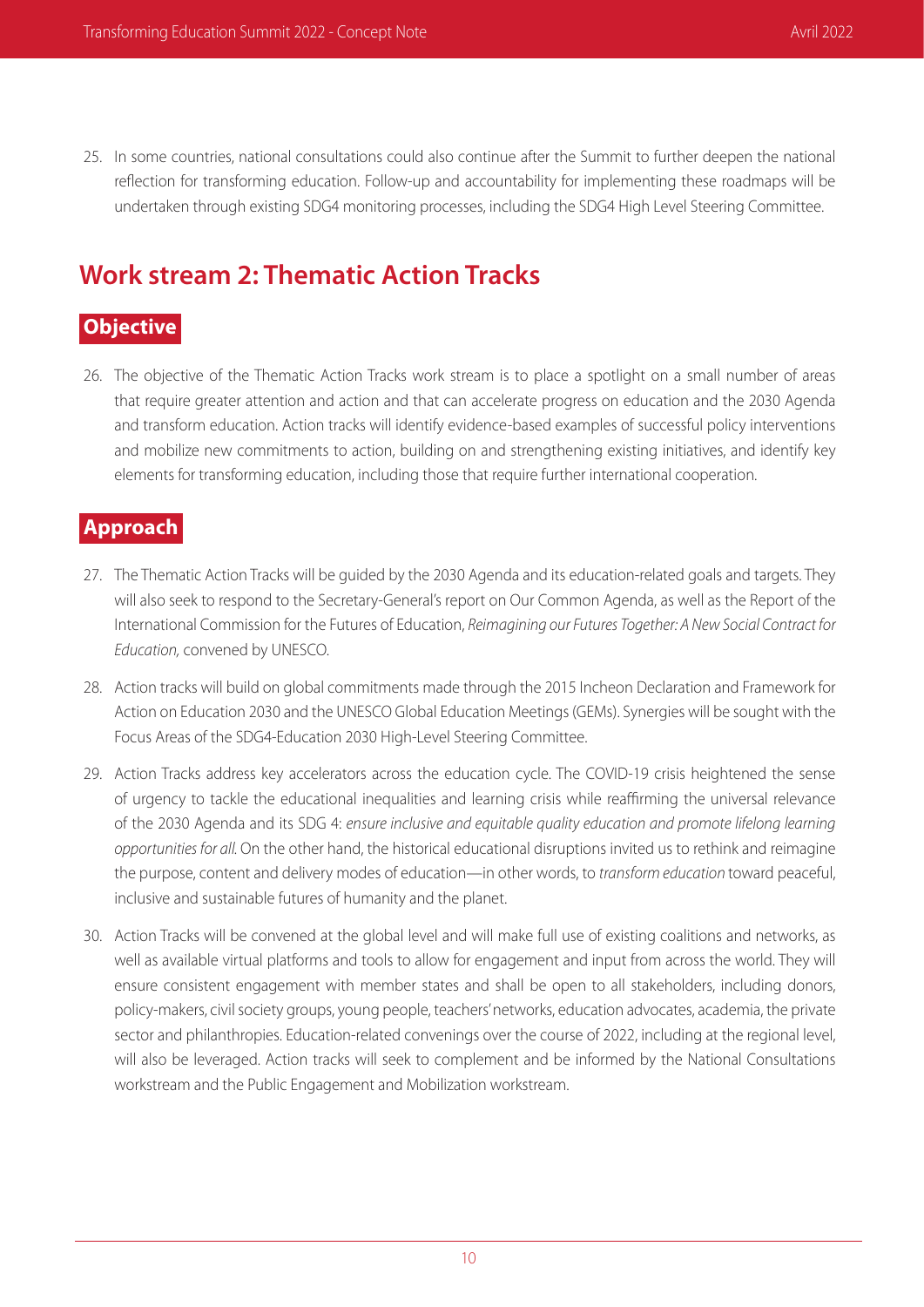25. In some countries, national consultations could also continue after the Summit to further deepen the national reflection for transforming education. Follow-up and accountability for implementing these roadmaps will be undertaken through existing SDG4 monitoring processes, including the SDG4 High Level Steering Committee.

## Work stream 2: Thematic Action Tracks

### Objective

26. The objective of the Thematic Action Tracks work stream is to place a spotlight on a small number of areas that require greater attention and action and that can accelerate progress on education and the 2030 Agenda and transform education. Action tracks will identify evidence-based examples of successful policy interventions and mobilize new commitments to action, building on and strengthening existing initiatives, and identify key elements for transforming education, including those that require further international cooperation.

### Approach

27. The Thematic Action Tracks will be guided by the 2030 Agenda and its education-related goals and targets. They will also seek to respond to the Secretary-General's report on Our Common Agenda, as well as the Report of the International Commission for the Futures of Education, *Reimagining our Futures Together: A New Social Contract for Education,* convened by UNESCO.

28. Action tracks will build on global commitments made through the 2015 Incheon Declaration and Framework for Action on Education 2030 and the UNESCO Global Education Meetings (GEMs). Synergies will be sought with the Focus Areas of the SDG4-Education 2030 High-Level Steering Committee.

29. Action Tracks address key accelerators across the education cycle. The COVID-19 crisis heightened the sense of urgency to tackle the educational inequalities and learning crisis while reaffirming the universal relevance of the 2030 Agenda and its SDG 4: *ensure inclusive and equitable quality education and promote lifelong learning opportunities for all.* On the other hand, the historical educational disruptions invited us to rethink and reimagine the purpose, content and delivery modes of education—in other words, to *transform education* toward peaceful, inclusive and sustainable futures of humanity and the planet.

30. Action Tracks will be convened at the global level and will make full use of existing coalitions and networks, as well as available virtual platforms and tools to allow for engagement and input from across the world. They will ensure consistent engagement with member states and shall be open to all stakeholders, including donors, policy-makers, civil society groups, young people, teachers' networks, education advocates, academia, the private sector and philanthropies. Education-related convenings over the course of 2022, including at the regional level, will also be leveraged. Action tracks will seek to complement and be informed by the National Consultations workstream and the Public Engagement and Mobilization workstream.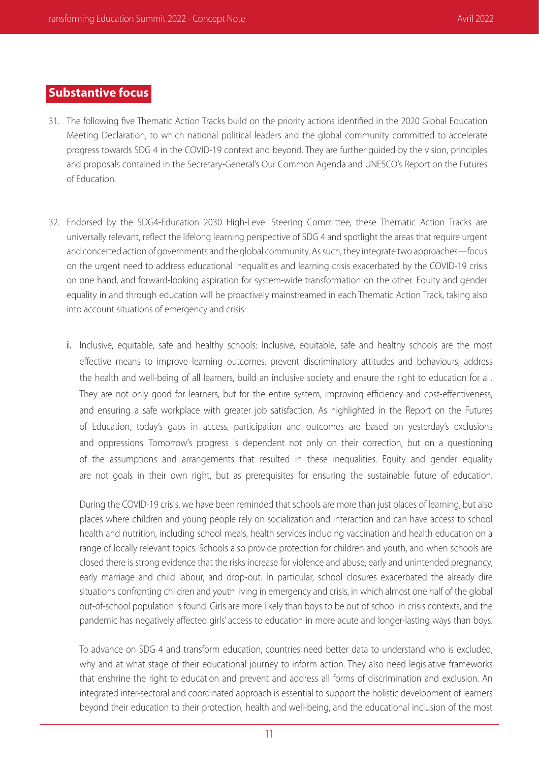## Substantive focus

31. The following five Thematic Action Tracks build on the priority actions identified in the 2020 Global Education Meeting Declaration, to which national political leaders and the global community committed to accelerate progress towards SDG 4 in the COVID-19 context and beyond. They are further guided by the vision, principles and proposals contained in the Secretary-General's Our Common Agenda and UNESCO's Report on the Futures of Education.

32. Endorsed by the SDG4-Education 2030 High-Level Steering Committee, these Thematic Action Tracks are universally relevant, reflect the lifelong learning perspective of SDG 4 and spotlight the areas that require urgent and concerted action of governments and the global community. As such, they integrate two approaches—focus on the urgent need to address educational inequalities and learning crisis exacerbated by the COVID-19 crisis on one hand, and forward-looking aspiration for system-wide transformation on the other. Equity and gender equality in and through education will be proactively mainstreamed in each Thematic Action Track, taking also into account situations of emergency and crisis:

    i. Inclusive, equitable, safe and healthy schools: Inclusive, equitable, safe and healthy schools are the most effective means to improve learning outcomes, prevent discriminatory attitudes and behaviours, address the health and well-being of all learners, build an inclusive society and ensure the right to education for all. They are not only good for learners, but for the entire system, improving efficiency and cost-effectiveness, and ensuring a safe workplace with greater job satisfaction. As highlighted in the Report on the Futures of Education, today's gaps in access, participation and outcomes are based on yesterday's exclusions and oppressions. Tomorrow's progress is dependent not only on their correction, but on a questioning of the assumptions and arrangements that resulted in these inequalities. Equity and gender equality are not goals in their own right, but as prerequisites for ensuring the sustainable future of education.

    During the COVID-19 crisis, we have been reminded that schools are more than just places of learning, but also places where children and young people rely on socialization and interaction and can have access to school health and nutrition, including school meals, health services including vaccination and health education on a range of locally relevant topics. Schools also provide protection for children and youth, and when schools are closed there is strong evidence that the risks increase for violence and abuse, early and unintended pregnancy, early marriage and child labour, and drop-out. In particular, school closures exacerbated the already dire situations confronting children and youth living in emergency and crisis, in which almost one half of the global out-of-school population is found. Girls are more likely than boys to be out of school in crisis contexts, and the pandemic has negatively affected girls' access to education in more acute and longer-lasting ways than boys.

    To advance on SDG 4 and transform education, countries need better data to understand who is excluded, why and at what stage of their educational journey to inform action. They also need legislative frameworks that enshrine the right to education and prevent and address all forms of discrimination and exclusion. An integrated inter-sectoral and coordinated approach is essential to support the holistic development of learners beyond their education to their protection, health and well-being, and the educational inclusion of the most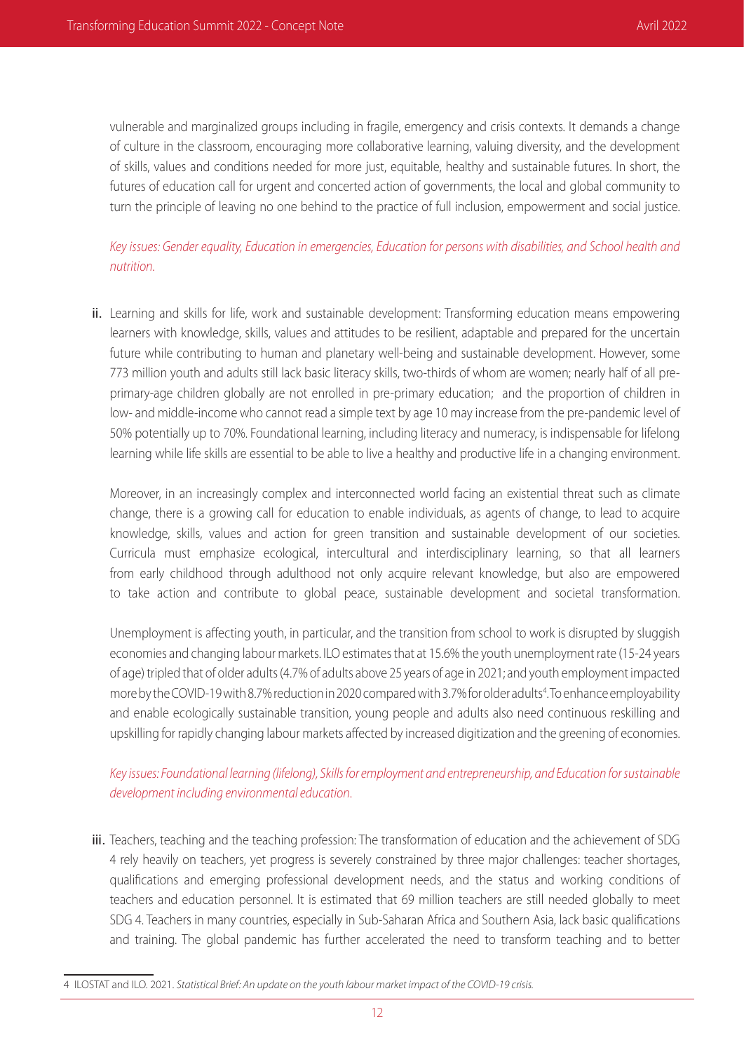vulnerable and marginalized groups including in fragile, emergency and crisis contexts. It demands a change of culture in the classroom, encouraging more collaborative learning, valuing diversity, and the development of skills, values and conditions needed for more just, equitable, healthy and sustainable futures. In short, the futures of education call for urgent and concerted action of governments, the local and global community to turn the principle of leaving no one behind to the practice of full inclusion, empowerment and social justice.

*Key issues: Gender equality, Education in emergencies, Education for persons with disabilities, and School health and nutrition.*

ii. Learning and skills for life, work and sustainable development: Transforming education means empowering learners with knowledge, skills, values and attitudes to be resilient, adaptable and prepared for the uncertain future while contributing to human and planetary well-being and sustainable development. However, some 773 million youth and adults still lack basic literacy skills, two-thirds of whom are women; nearly half of all pre-primary-age children globally are not enrolled in pre-primary education; and the proportion of children in low- and middle-income who cannot read a simple text by age 10 may increase from the pre-pandemic level of 50% potentially up to 70%. Foundational learning, including literacy and numeracy, is indispensable for lifelong learning while life skills are essential to be able to live a healthy and productive life in a changing environment.

Moreover, in an increasingly complex and interconnected world facing an existential threat such as climate change, there is a growing call for education to enable individuals, as agents of change, to lead to acquire knowledge, skills, values and action for green transition and sustainable development of our societies. Curricula must emphasize ecological, intercultural and interdisciplinary learning, so that all learners from early childhood through adulthood not only acquire relevant knowledge, but also are empowered to take action and contribute to global peace, sustainable development and societal transformation.

Unemployment is affecting youth, in particular, and the transition from school to work is disrupted by sluggish economies and changing labour markets. ILO estimates that at 15.6% the youth unemployment rate (15-24 years of age) tripled that of older adults (4.7% of adults above 25 years of age in 2021; and youth employment impacted more by the COVID-19 with 8.7% reduction in 2020 compared with 3.7% for older adults[4]. To enhance employability and enable ecologically sustainable transition, young people and adults also need continuous reskilling and upskilling for rapidly changing labour markets affected by increased digitization and the greening of economies.

*Key issues: Foundational learning (lifelong), Skills for employment and entrepreneurship, and Education for sustainable development including environmental education.*

iii. Teachers, teaching and the teaching profession: The transformation of education and the achievement of SDG 4 rely heavily on teachers, yet progress is severely constrained by three major challenges: teacher shortages, qualifications and emerging professional development needs, and the status and working conditions of teachers and education personnel. It is estimated that 69 million teachers are still needed globally to meet SDG 4. Teachers in many countries, especially in Sub-Saharan Africa and Southern Asia, lack basic qualifications and training. The global pandemic has further accelerated the need to transform teaching and to better

---

4 ILOSTAT and ILO. 2021. *Statistical Brief: An update on the youth labour market impact of the COVID-19 crisis.*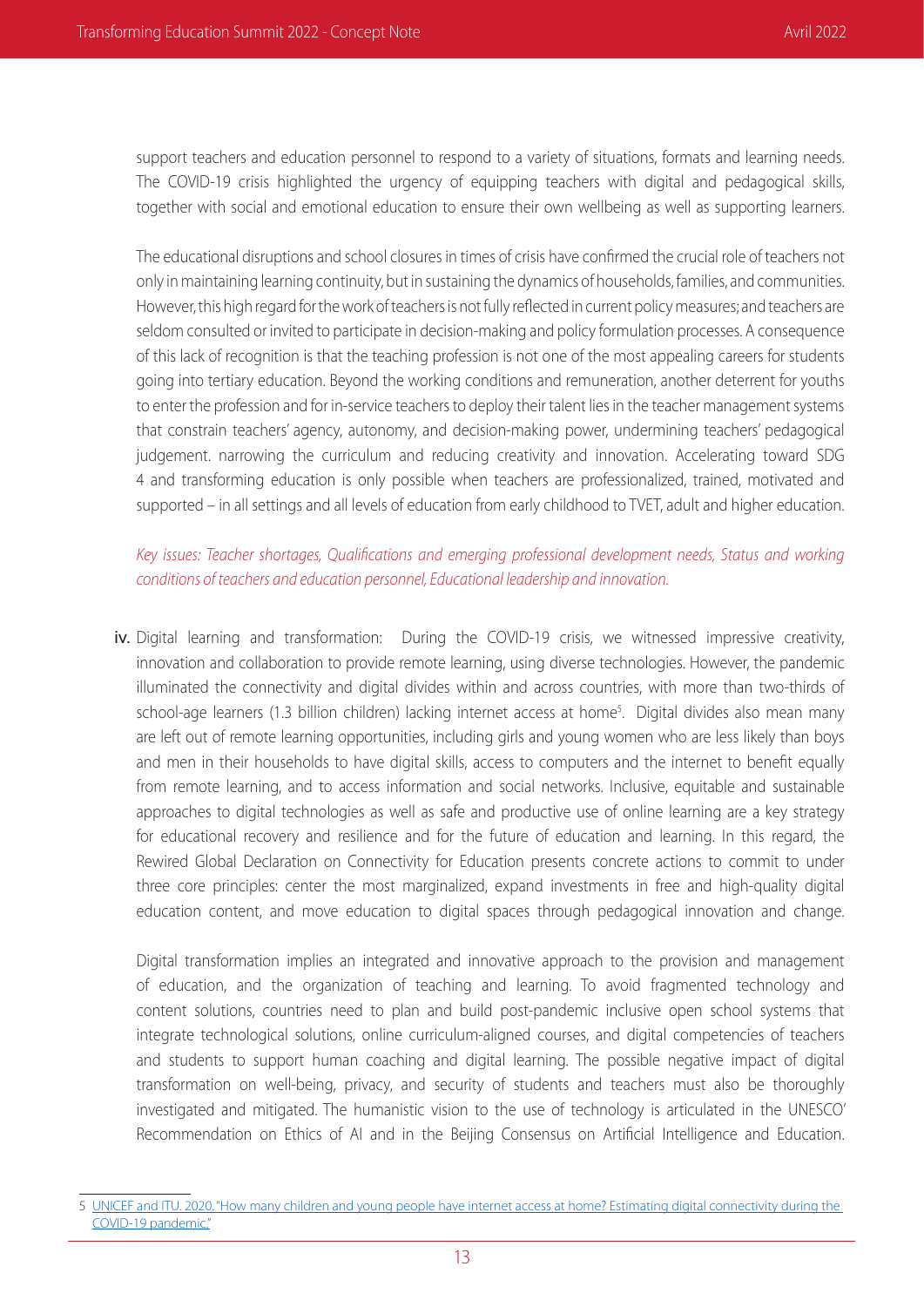support teachers and education personnel to respond to a variety of situations, formats and learning needs. The COVID-19 crisis highlighted the urgency of equipping teachers with digital and pedagogical skills, together with social and emotional education to ensure their own wellbeing as well as supporting learners.

The educational disruptions and school closures in times of crisis have confirmed the crucial role of teachers not only in maintaining learning continuity, but in sustaining the dynamics of households, families, and communities. However, this high regard for the work of teachers is not fully reflected in current policy measures; and teachers are seldom consulted or invited to participate in decision-making and policy formulation processes. A consequence of this lack of recognition is that the teaching profession is not one of the most appealing careers for students going into tertiary education. Beyond the working conditions and remuneration, another deterrent for youths to enter the profession and for in-service teachers to deploy their talent lies in the teacher management systems that constrain teachers' agency, autonomy, and decision-making power, undermining teachers' pedagogical judgement. narrowing the curriculum and reducing creativity and innovation. Accelerating toward SDG 4 and transforming education is only possible when teachers are professionalized, trained, motivated and supported – in all settings and all levels of education from early childhood to TVET, adult and higher education.

*Key issues: Teacher shortages, Qualifications and emerging professional development needs, Status and working conditions of teachers and education personnel, Educational leadership and innovation.*

**iv.** Digital learning and transformation: During the COVID-19 crisis, we witnessed impressive creativity, innovation and collaboration to provide remote learning, using diverse technologies. However, the pandemic illuminated the connectivity and digital divides within and across countries, with more than two-thirds of school-age learners (1.3 billion children) lacking internet access at home[5]. Digital divides also mean many are left out of remote learning opportunities, including girls and young women who are less likely than boys and men in their households to have digital skills, access to computers and the internet to benefit equally from remote learning, and to access information and social networks. Inclusive, equitable and sustainable approaches to digital technologies as well as safe and productive use of online learning are a key strategy for educational recovery and resilience and for the future of education and learning. In this regard, the Rewired Global Declaration on Connectivity for Education presents concrete actions to commit to under three core principles: center the most marginalized, expand investments in free and high-quality digital education content, and move education to digital spaces through pedagogical innovation and change.

Digital transformation implies an integrated and innovative approach to the provision and management of education, and the organization of teaching and learning. To avoid fragmented technology and content solutions, countries need to plan and build post-pandemic inclusive open school systems that integrate technological solutions, online curriculum-aligned courses, and digital competencies of teachers and students to support human coaching and digital learning. The possible negative impact of digital transformation on well-being, privacy, and security of students and teachers must also be thoroughly investigated and mitigated. The humanistic vision to the use of technology is articulated in the UNESCO' Recommendation on Ethics of AI and in the Beijing Consensus on Artificial Intelligence and Education.

---

5 UNICEF and ITU. 2020. "How many children and young people have internet access at home? Estimating digital connectivity during the COVID-19 pandemic."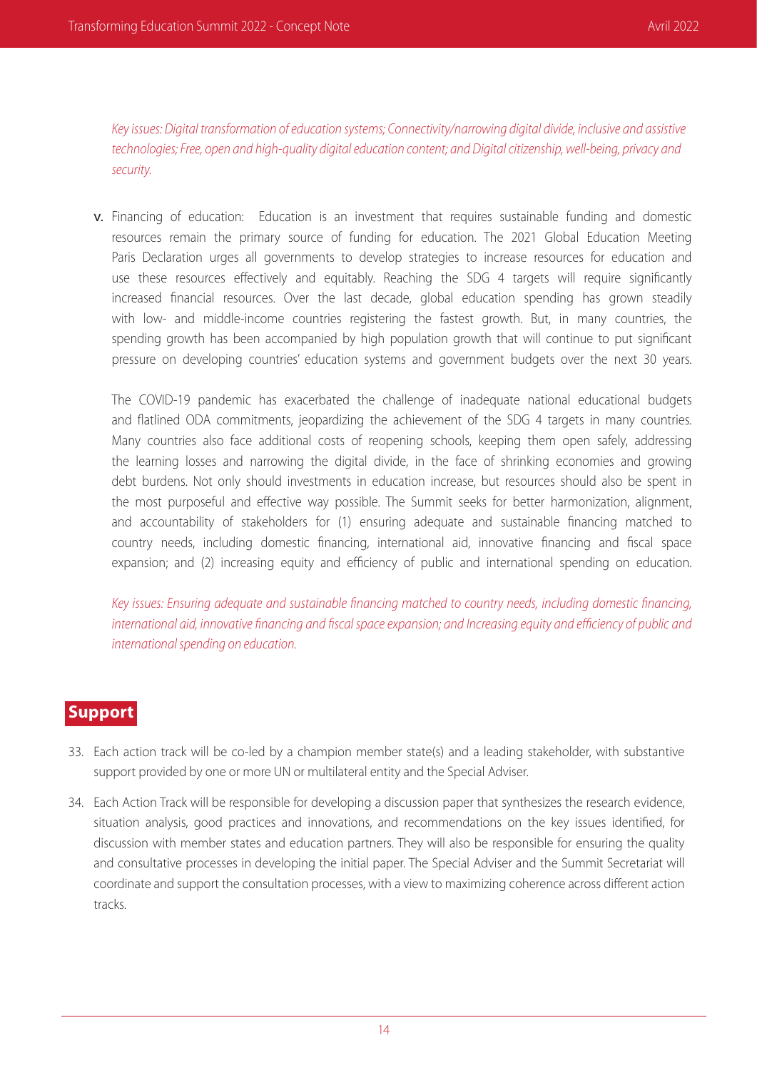*Key issues: Digital transformation of education systems; Connectivity/narrowing digital divide, inclusive and assistive technologies; Free, open and high-quality digital education content; and Digital citizenship, well-being, privacy and security.*

v. Financing of education: Education is an investment that requires sustainable funding and domestic resources remain the primary source of funding for education. The 2021 Global Education Meeting Paris Declaration urges all governments to develop strategies to increase resources for education and use these resources effectively and equitably. Reaching the SDG 4 targets will require significantly increased financial resources. Over the last decade, global education spending has grown steadily with low- and middle-income countries registering the fastest growth. But, in many countries, the spending growth has been accompanied by high population growth that will continue to put significant pressure on developing countries' education systems and government budgets over the next 30 years.

   The COVID-19 pandemic has exacerbated the challenge of inadequate national educational budgets and flatlined ODA commitments, jeopardizing the achievement of the SDG 4 targets in many countries. Many countries also face additional costs of reopening schools, keeping them open safely, addressing the learning losses and narrowing the digital divide, in the face of shrinking economies and growing debt burdens. Not only should investments in education increase, but resources should also be spent in the most purposeful and effective way possible. The Summit seeks for better harmonization, alignment, and accountability of stakeholders for (1) ensuring adequate and sustainable financing matched to country needs, including domestic financing, international aid, innovative financing and fiscal space expansion; and (2) increasing equity and efficiency of public and international spending on education.

   *Key issues: Ensuring adequate and sustainable financing matched to country needs, including domestic financing, international aid, innovative financing and fiscal space expansion; and Increasing equity and efficiency of public and international spending on education.*

## Support

33. Each action track will be co-led by a champion member state(s) and a leading stakeholder, with substantive support provided by one or more UN or multilateral entity and the Special Adviser.

34. Each Action Track will be responsible for developing a discussion paper that synthesizes the research evidence, situation analysis, good practices and innovations, and recommendations on the key issues identified, for discussion with member states and education partners. They will also be responsible for ensuring the quality and consultative processes in developing the initial paper. The Special Adviser and the Summit Secretariat will coordinate and support the consultation processes, with a view to maximizing coherence across different action tracks.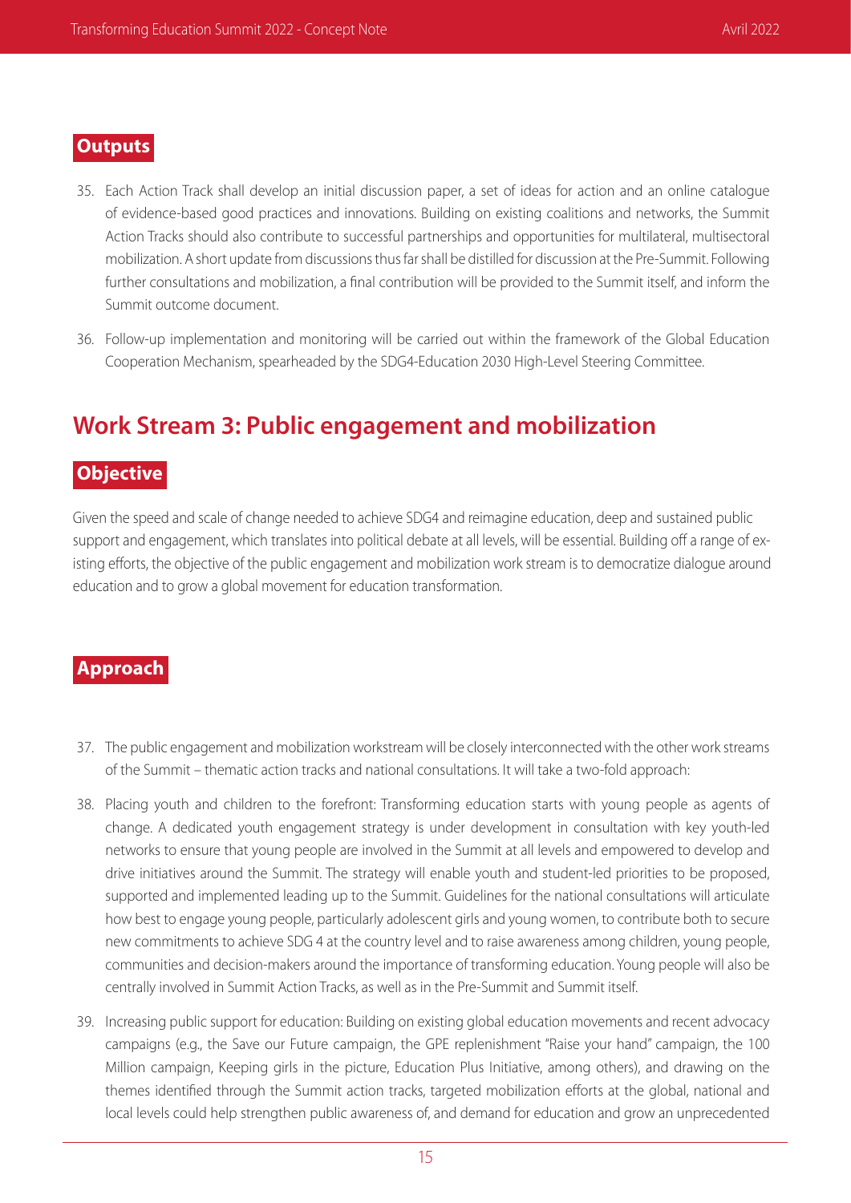### Outputs

35. Each Action Track shall develop an initial discussion paper, a set of ideas for action and an online catalogue of evidence-based good practices and innovations. Building on existing coalitions and networks, the Summit Action Tracks should also contribute to successful partnerships and opportunities for multilateral, multisectoral mobilization. A short update from discussions thus far shall be distilled for discussion at the Pre-Summit. Following further consultations and mobilization, a final contribution will be provided to the Summit itself, and inform the Summit outcome document.

36. Follow-up implementation and monitoring will be carried out within the framework of the Global Education Cooperation Mechanism, spearheaded by the SDG4-Education 2030 High-Level Steering Committee.

## Work Stream 3: Public engagement and mobilization

### Objective

Given the speed and scale of change needed to achieve SDG4 and reimagine education, deep and sustained public support and engagement, which translates into political debate at all levels, will be essential. Building off a range of existing efforts, the objective of the public engagement and mobilization work stream is to democratize dialogue around education and to grow a global movement for education transformation.

### Approach

37. The public engagement and mobilization workstream will be closely interconnected with the other work streams of the Summit – thematic action tracks and national consultations. It will take a two-fold approach:

38. Placing youth and children to the forefront: Transforming education starts with young people as agents of change. A dedicated youth engagement strategy is under development in consultation with key youth-led networks to ensure that young people are involved in the Summit at all levels and empowered to develop and drive initiatives around the Summit. The strategy will enable youth and student-led priorities to be proposed, supported and implemented leading up to the Summit. Guidelines for the national consultations will articulate how best to engage young people, particularly adolescent girls and young women, to contribute both to secure new commitments to achieve SDG 4 at the country level and to raise awareness among children, young people, communities and decision-makers around the importance of transforming education. Young people will also be centrally involved in Summit Action Tracks, as well as in the Pre-Summit and Summit itself.

39. Increasing public support for education: Building on existing global education movements and recent advocacy campaigns (e.g., the Save our Future campaign, the GPE replenishment "Raise your hand" campaign, the 100 Million campaign, Keeping girls in the picture, Education Plus Initiative, among others), and drawing on the themes identified through the Summit action tracks, targeted mobilization efforts at the global, national and local levels could help strengthen public awareness of, and demand for education and grow an unprecedented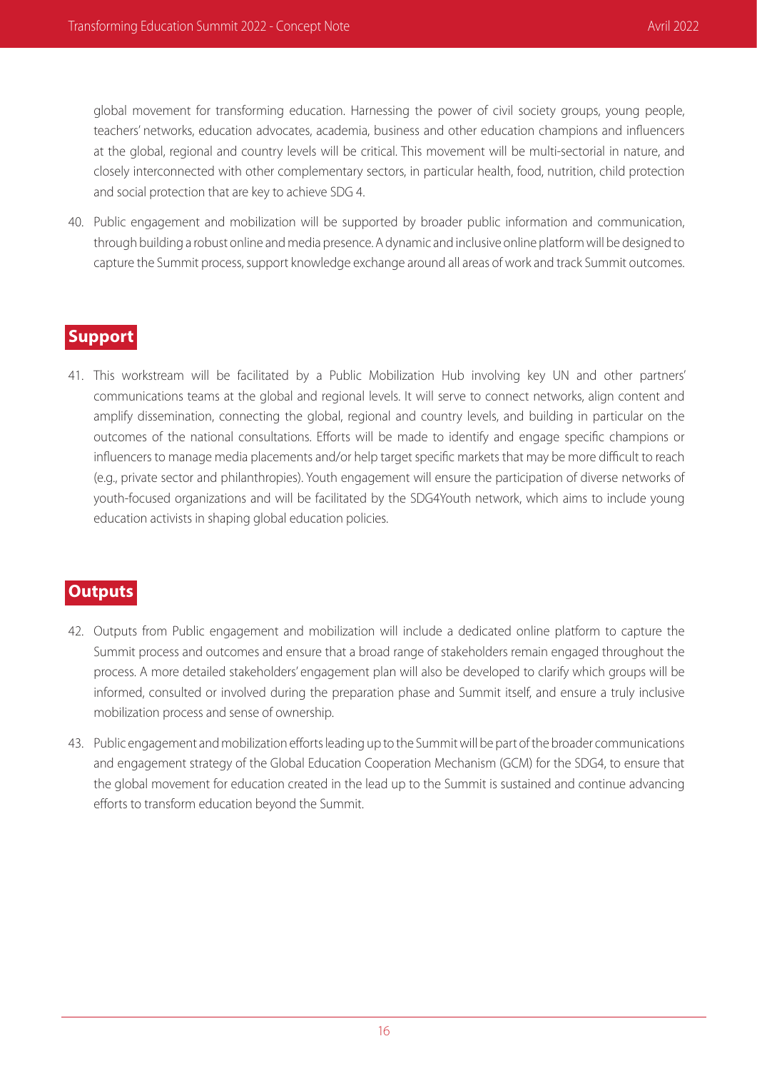global movement for transforming education. Harnessing the power of civil society groups, young people, teachers' networks, education advocates, academia, business and other education champions and influencers at the global, regional and country levels will be critical. This movement will be multi-sectorial in nature, and closely interconnected with other complementary sectors, in particular health, food, nutrition, child protection and social protection that are key to achieve SDG 4.

40. Public engagement and mobilization will be supported by broader public information and communication, through building a robust online and media presence. A dynamic and inclusive online platform will be designed to capture the Summit process, support knowledge exchange around all areas of work and track Summit outcomes.

## Support

41. This workstream will be facilitated by a Public Mobilization Hub involving key UN and other partners' communications teams at the global and regional levels. It will serve to connect networks, align content and amplify dissemination, connecting the global, regional and country levels, and building in particular on the outcomes of the national consultations. Efforts will be made to identify and engage specific champions or influencers to manage media placements and/or help target specific markets that may be more difficult to reach (e.g., private sector and philanthropies). Youth engagement will ensure the participation of diverse networks of youth-focused organizations and will be facilitated by the SDG4Youth network, which aims to include young education activists in shaping global education policies.

## Outputs

42. Outputs from Public engagement and mobilization will include a dedicated online platform to capture the Summit process and outcomes and ensure that a broad range of stakeholders remain engaged throughout the process. A more detailed stakeholders' engagement plan will also be developed to clarify which groups will be informed, consulted or involved during the preparation phase and Summit itself, and ensure a truly inclusive mobilization process and sense of ownership.

43. Public engagement and mobilization efforts leading up to the Summit will be part of the broader communications and engagement strategy of the Global Education Cooperation Mechanism (GCM) for the SDG4, to ensure that the global movement for education created in the lead up to the Summit is sustained and continue advancing efforts to transform education beyond the Summit.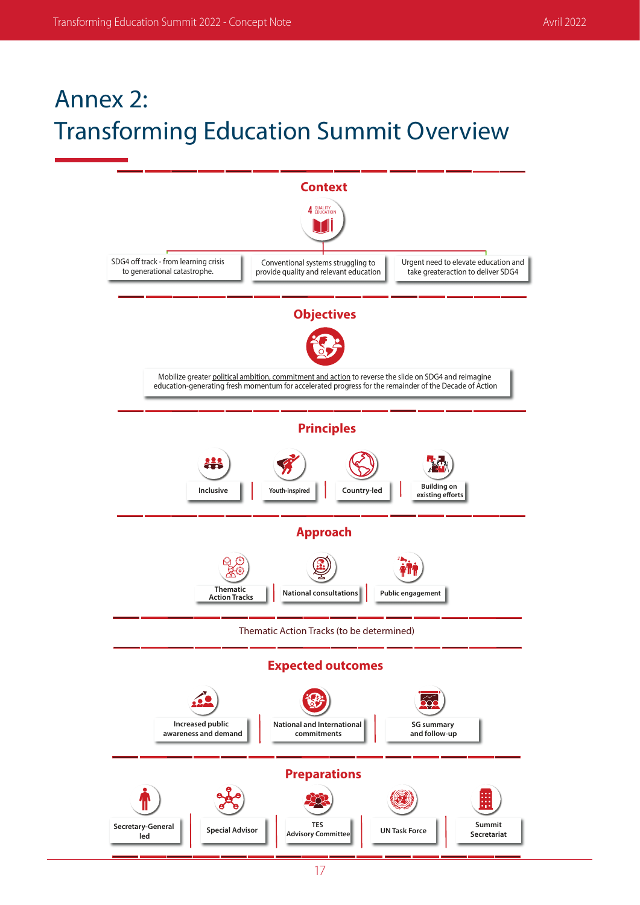# Annex 2: Transforming Education Summit Overview

## Context

- SDG4 off track - from learning crisis to generational catastrophe.
- Conventional systems struggling to provide quality and relevant education
- Urgent need to elevate education and take greateraction to deliver SDG4

## Objectives

Mobilize greater political ambition, commitment and action to reverse the slide on SDG4 and reimagine education-generating fresh momentum for accelerated progress for the remainder of the Decade of Action

## Principles

- Inclusive
- Youth-inspired
- Country-led
- Building on existing efforts

## Approach

- Thematic Action Tracks
- National consultations
- Public engagement

Thematic Action Tracks (to be determined)

## Expected outcomes

- Increased public awareness and demand
- National and International commitments
- SG summary and follow-up

## Preparations

- Secretary-General led
- Special Advisor
- TES Advisory Committee
- UN Task Force
- Summit Secretariat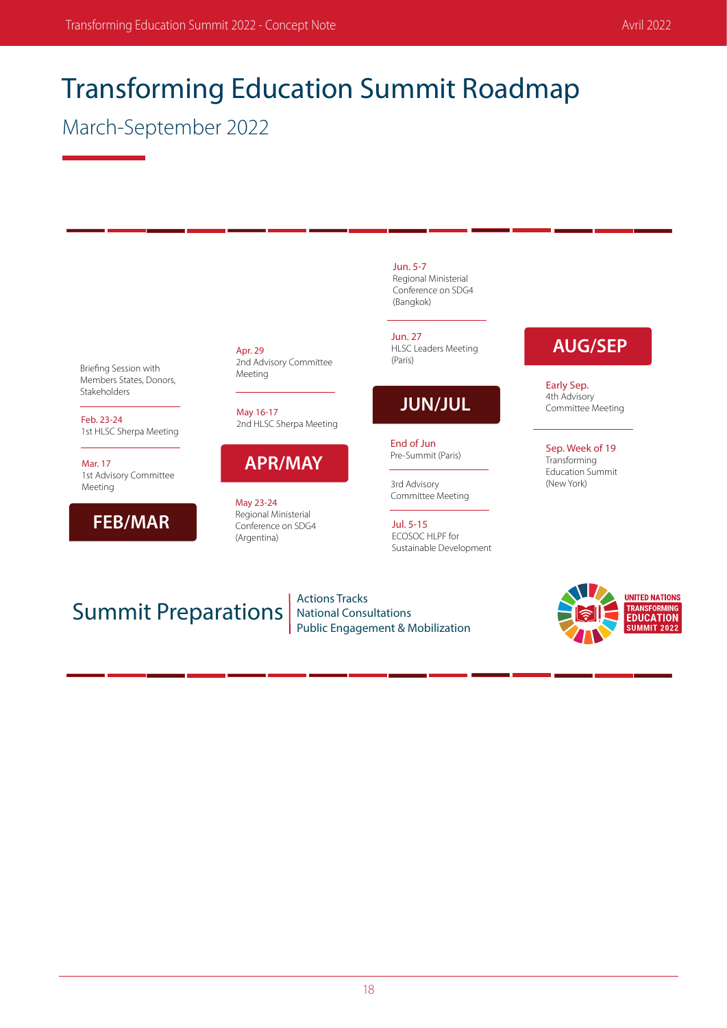# Transforming Education Summit Roadmap

## March-September 2022

### FEB/MAR

Briefing Session with Members States, Donors, Stakeholders

Feb. 23-24
1st HLSC Sherpa Meeting

Mar. 17
1st Advisory Committee Meeting

### APR/MAY

Apr. 29
2nd Advisory Committee Meeting

May 16-17
2nd HLSC Sherpa Meeting

May 23-24
Regional Ministerial Conference on SDG4 (Argentina)

### JUN/JUL

Jun. 5-7
Regional Ministerial Conference on SDG4 (Bangkok)

Jun. 27
HLSC Leaders Meeting (Paris)

End of Jun
Pre-Summit (Paris)

3rd Advisory Committee Meeting

Jul. 5-15
ECOSOC HLPF for Sustainable Development

### AUG/SEP

Early Sep.
4th Advisory Committee Meeting

Sep. Week of 19
Transforming Education Summit (New York)

## Summit Preparations

- Actions Tracks
- National Consultations
- Public Engagement & Mobilization

UNITED NATIONS TRANSFORMING EDUCATION SUMMIT 2022